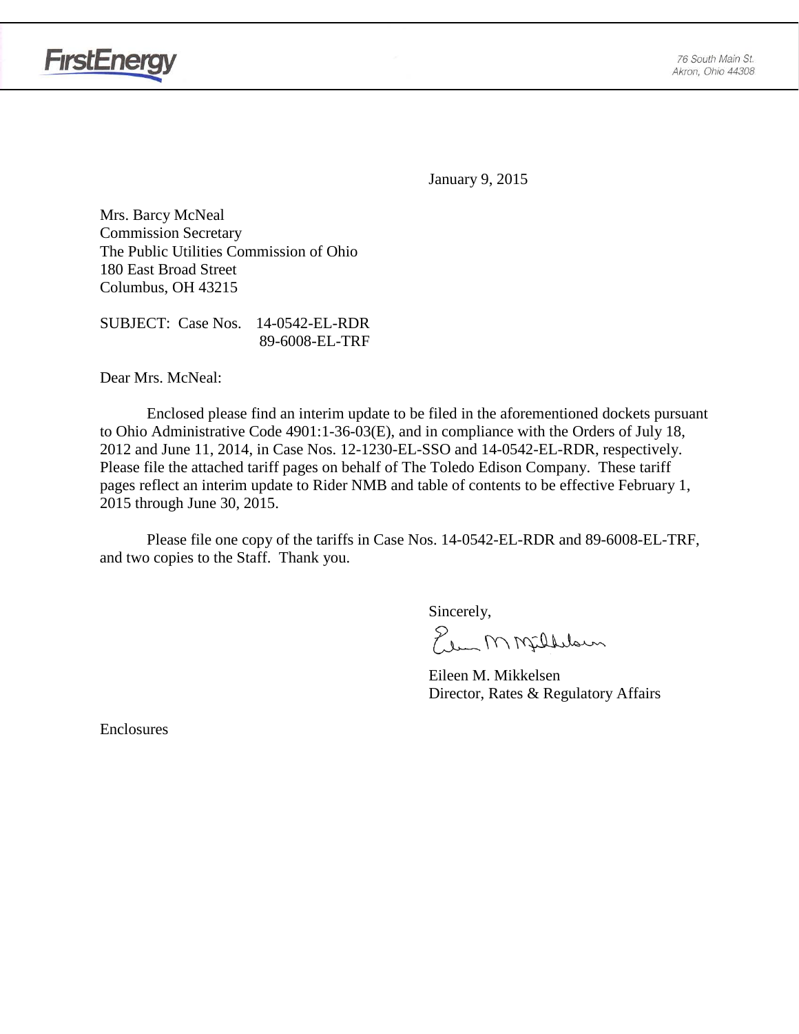FirstEnergy

76 South Main St.
Akron, Ohio 44308

January 9, 2015

Mrs. Barcy McNeal
Commission Secretary
The Public Utilities Commission of Ohio
180 East Broad Street
Columbus, OH 43215

SUBJECT: Case Nos. 14-0542-EL-RDR
89-6008-EL-TRF

Dear Mrs. McNeal:

Enclosed please find an interim update to be filed in the aforementioned dockets pursuant to Ohio Administrative Code 4901:1-36-03(E), and in compliance with the Orders of July 18, 2012 and June 11, 2014, in Case Nos. 12-1230-EL-SSO and 14-0542-EL-RDR, respectively. Please file the attached tariff pages on behalf of The Toledo Edison Company. These tariff pages reflect an interim update to Rider NMB and table of contents to be effective February 1, 2015 through June 30, 2015.

Please file one copy of the tariffs in Case Nos. 14-0542-EL-RDR and 89-6008-EL-TRF, and two copies to the Staff. Thank you.

Sincerely,

Eileen M. Mikkelsen
Director, Rates & Regulatory Affairs

Enclosures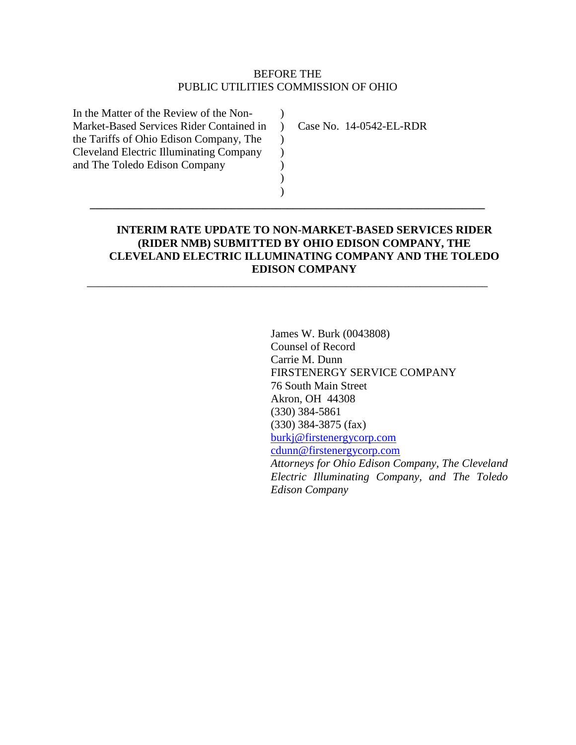BEFORE THE
PUBLIC UTILITIES COMMISSION OF OHIO

| | | |
|---|---|---|
| In the Matter of the Review of the Non-Market-Based Services Rider Contained in the Tariffs of Ohio Edison Company, The Cleveland Electric Illuminating Company and The Toledo Edison Company | ) ) ) ) ) ) ) | Case No. 14-0542-EL-RDR |

---

**INTERIM RATE UPDATE TO NON-MARKET-BASED SERVICES RIDER (RIDER NMB) SUBMITTED BY OHIO EDISON COMPANY, THE CLEVELAND ELECTRIC ILLUMINATING COMPANY AND THE TOLEDO EDISON COMPANY**

---

James W. Burk (0043808)
Counsel of Record
Carrie M. Dunn
FIRSTENERGY SERVICE COMPANY
76 South Main Street
Akron, OH 44308
(330) 384-5861
(330) 384-3875 (fax)
burkj@firstenergycorp.com
cdunn@firstenergycorp.com
*Attorneys for Ohio Edison Company, The Cleveland Electric Illuminating Company, and The Toledo Edison Company*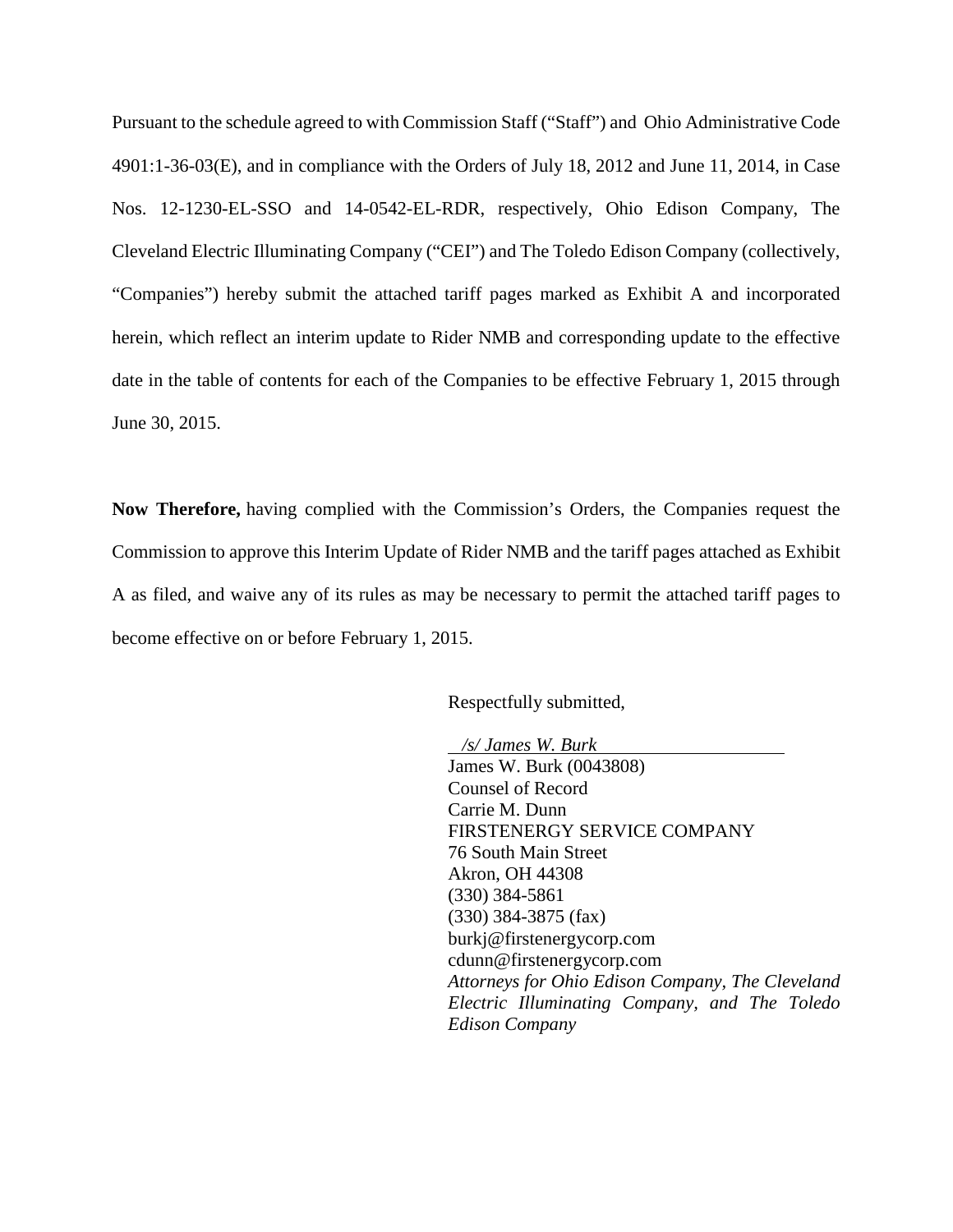Pursuant to the schedule agreed to with Commission Staff ("Staff") and Ohio Administrative Code 4901:1-36-03(E), and in compliance with the Orders of July 18, 2012 and June 11, 2014, in Case Nos. 12-1230-EL-SSO and 14-0542-EL-RDR, respectively, Ohio Edison Company, The Cleveland Electric Illuminating Company ("CEI") and The Toledo Edison Company (collectively, "Companies") hereby submit the attached tariff pages marked as Exhibit A and incorporated herein, which reflect an interim update to Rider NMB and corresponding update to the effective date in the table of contents for each of the Companies to be effective February 1, 2015 through June 30, 2015.

**Now Therefore,** having complied with the Commission's Orders, the Companies request the Commission to approve this Interim Update of Rider NMB and the tariff pages attached as Exhibit A as filed, and waive any of its rules as may be necessary to permit the attached tariff pages to become effective on or before February 1, 2015.

Respectfully submitted,

*/s/ James W. Burk*
James W. Burk (0043808)
Counsel of Record
Carrie M. Dunn
FIRSTENERGY SERVICE COMPANY
76 South Main Street
Akron, OH 44308
(330) 384-5861
(330) 384-3875 (fax)
burkj@firstenergycorp.com
cdunn@firstenergycorp.com
*Attorneys for Ohio Edison Company, The Cleveland Electric Illuminating Company, and The Toledo Edison Company*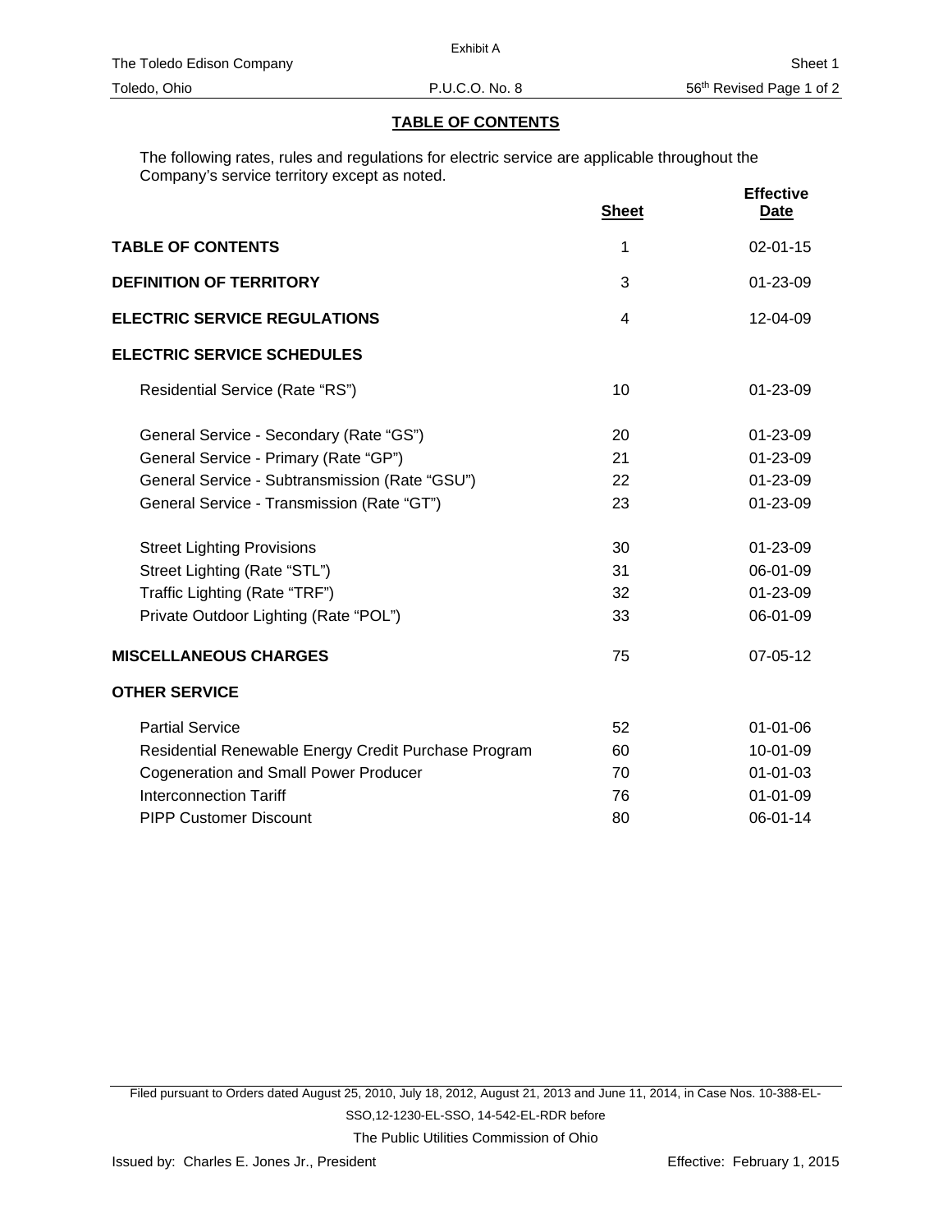Exhibit A

The Toledo Edison Company — Sheet 1

Toledo, Ohio — P.U.C.O. No. 8 — 56th Revised Page 1 of 2

## TABLE OF CONTENTS

The following rates, rules and regulations for electric service are applicable throughout the Company's service territory except as noted.

| | Sheet | Effective Date |
|---|---|---|
| **TABLE OF CONTENTS** | 1 | 02-01-15 |
| **DEFINITION OF TERRITORY** | 3 | 01-23-09 |
| **ELECTRIC SERVICE REGULATIONS** | 4 | 12-04-09 |
| **ELECTRIC SERVICE SCHEDULES** | | |
| Residential Service (Rate "RS") | 10 | 01-23-09 |
| General Service - Secondary (Rate "GS") | 20 | 01-23-09 |
| General Service - Primary (Rate "GP") | 21 | 01-23-09 |
| General Service - Subtransmission (Rate "GSU") | 22 | 01-23-09 |
| General Service - Transmission (Rate "GT") | 23 | 01-23-09 |
| Street Lighting Provisions | 30 | 01-23-09 |
| Street Lighting (Rate "STL") | 31 | 06-01-09 |
| Traffic Lighting (Rate "TRF") | 32 | 01-23-09 |
| Private Outdoor Lighting (Rate "POL") | 33 | 06-01-09 |
| **MISCELLANEOUS CHARGES** | 75 | 07-05-12 |
| **OTHER SERVICE** | | |
| Partial Service | 52 | 01-01-06 |
| Residential Renewable Energy Credit Purchase Program | 60 | 10-01-09 |
| Cogeneration and Small Power Producer | 70 | 01-01-03 |
| Interconnection Tariff | 76 | 01-01-09 |
| PIPP Customer Discount | 80 | 06-01-14 |

Filed pursuant to Orders dated August 25, 2010, July 18, 2012, August 21, 2013 and June 11, 2014, in Case Nos. 10-388-EL-SSO,12-1230-EL-SSO, 14-542-EL-RDR before The Public Utilities Commission of Ohio

Issued by: Charles E. Jones Jr., President — Effective: February 1, 2015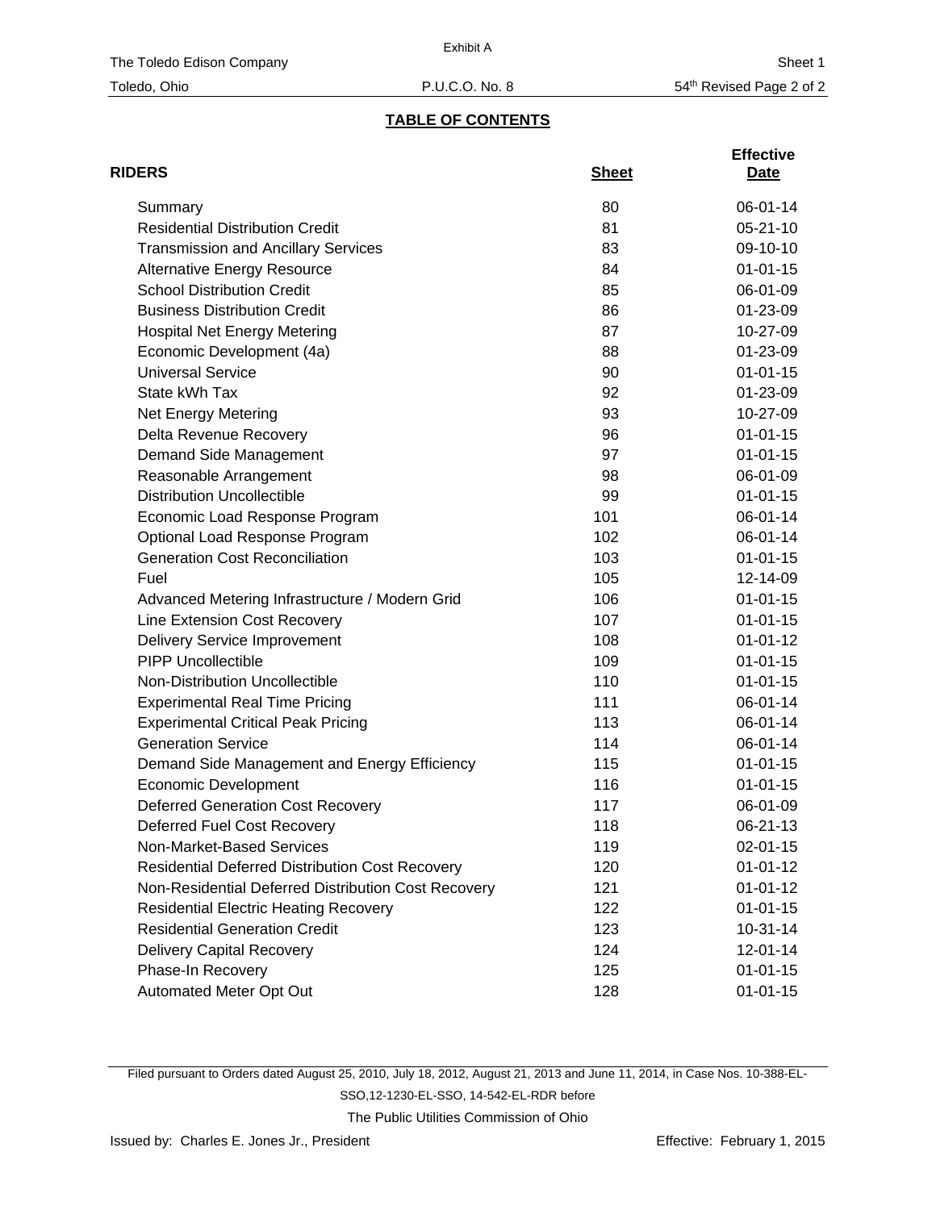Exhibit A

The Toledo Edison Company — Sheet 1

Toledo, Ohio — P.U.C.O. No. 8 — 54th Revised Page 2 of 2

## TABLE OF CONTENTS

| RIDERS | Sheet | Effective Date |
|---|---|---|
| Summary | 80 | 06-01-14 |
| Residential Distribution Credit | 81 | 05-21-10 |
| Transmission and Ancillary Services | 83 | 09-10-10 |
| Alternative Energy Resource | 84 | 01-01-15 |
| School Distribution Credit | 85 | 06-01-09 |
| Business Distribution Credit | 86 | 01-23-09 |
| Hospital Net Energy Metering | 87 | 10-27-09 |
| Economic Development (4a) | 88 | 01-23-09 |
| Universal Service | 90 | 01-01-15 |
| State kWh Tax | 92 | 01-23-09 |
| Net Energy Metering | 93 | 10-27-09 |
| Delta Revenue Recovery | 96 | 01-01-15 |
| Demand Side Management | 97 | 01-01-15 |
| Reasonable Arrangement | 98 | 06-01-09 |
| Distribution Uncollectible | 99 | 01-01-15 |
| Economic Load Response Program | 101 | 06-01-14 |
| Optional Load Response Program | 102 | 06-01-14 |
| Generation Cost Reconciliation | 103 | 01-01-15 |
| Fuel | 105 | 12-14-09 |
| Advanced Metering Infrastructure / Modern Grid | 106 | 01-01-15 |
| Line Extension Cost Recovery | 107 | 01-01-15 |
| Delivery Service Improvement | 108 | 01-01-12 |
| PIPP Uncollectible | 109 | 01-01-15 |
| Non-Distribution Uncollectible | 110 | 01-01-15 |
| Experimental Real Time Pricing | 111 | 06-01-14 |
| Experimental Critical Peak Pricing | 113 | 06-01-14 |
| Generation Service | 114 | 06-01-14 |
| Demand Side Management and Energy Efficiency | 115 | 01-01-15 |
| Economic Development | 116 | 01-01-15 |
| Deferred Generation Cost Recovery | 117 | 06-01-09 |
| Deferred Fuel Cost Recovery | 118 | 06-21-13 |
| Non-Market-Based Services | 119 | 02-01-15 |
| Residential Deferred Distribution Cost Recovery | 120 | 01-01-12 |
| Non-Residential Deferred Distribution Cost Recovery | 121 | 01-01-12 |
| Residential Electric Heating Recovery | 122 | 01-01-15 |
| Residential Generation Credit | 123 | 10-31-14 |
| Delivery Capital Recovery | 124 | 12-01-14 |
| Phase-In Recovery | 125 | 01-01-15 |
| Automated Meter Opt Out | 128 | 01-01-15 |

Filed pursuant to Orders dated August 25, 2010, July 18, 2012, August 21, 2013 and June 11, 2014, in Case Nos. 10-388-EL-SSO,12-1230-EL-SSO, 14-542-EL-RDR before

The Public Utilities Commission of Ohio

Issued by: Charles E. Jones Jr., President — Effective: February 1, 2015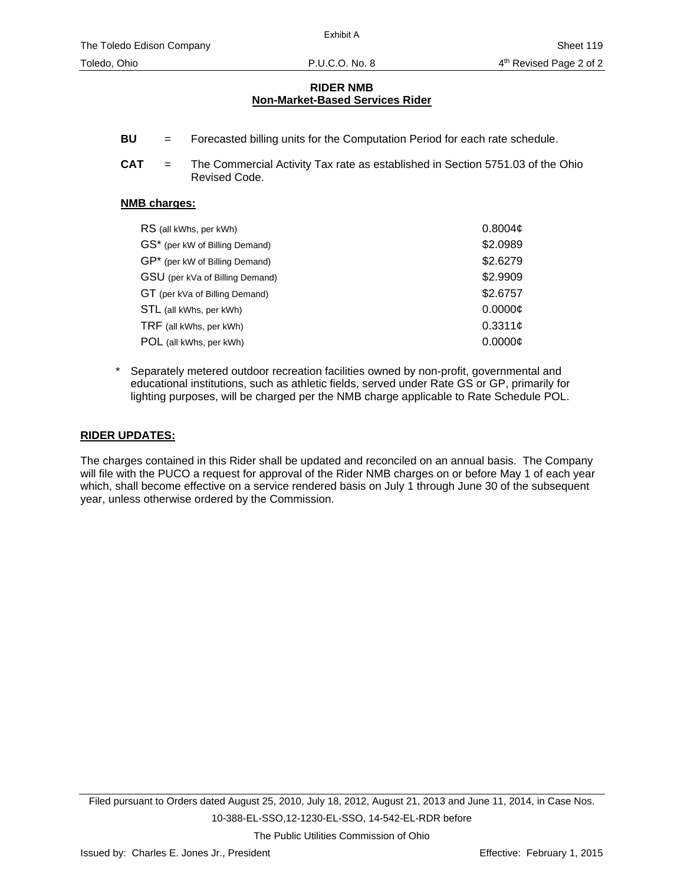## RIDER NMB
## Non-Market-Based Services Rider

**BU** = Forecasted billing units for the Computation Period for each rate schedule.

**CAT** = The Commercial Activity Tax rate as established in Section 5751.03 of the Ohio Revised Code.

**NMB charges:**

| | |
|---|---|
| RS (all kWhs, per kWh) | 0.8004¢ |
| GS* (per kW of Billing Demand) | $2.0989 |
| GP* (per kW of Billing Demand) | $2.6279 |
| GSU (per kVa of Billing Demand) | $2.9909 |
| GT (per kVa of Billing Demand) | $2.6757 |
| STL (all kWhs, per kWh) | 0.0000¢ |
| TRF (all kWhs, per kWh) | 0.3311¢ |
| POL (all kWhs, per kWh) | 0.0000¢ |

\* Separately metered outdoor recreation facilities owned by non-profit, governmental and educational institutions, such as athletic fields, served under Rate GS or GP, primarily for lighting purposes, will be charged per the NMB charge applicable to Rate Schedule POL.

**RIDER UPDATES:**

The charges contained in this Rider shall be updated and reconciled on an annual basis. The Company will file with the PUCO a request for approval of the Rider NMB charges on or before May 1 of each year which, shall become effective on a service rendered basis on July 1 through June 30 of the subsequent year, unless otherwise ordered by the Commission.

Filed pursuant to Orders dated August 25, 2010, July 18, 2012, August 21, 2013 and June 11, 2014, in Case Nos. 10-388-EL-SSO,12-1230-EL-SSO, 14-542-EL-RDR before The Public Utilities Commission of Ohio

Issued by: Charles E. Jones Jr., President — Effective: February 1, 2015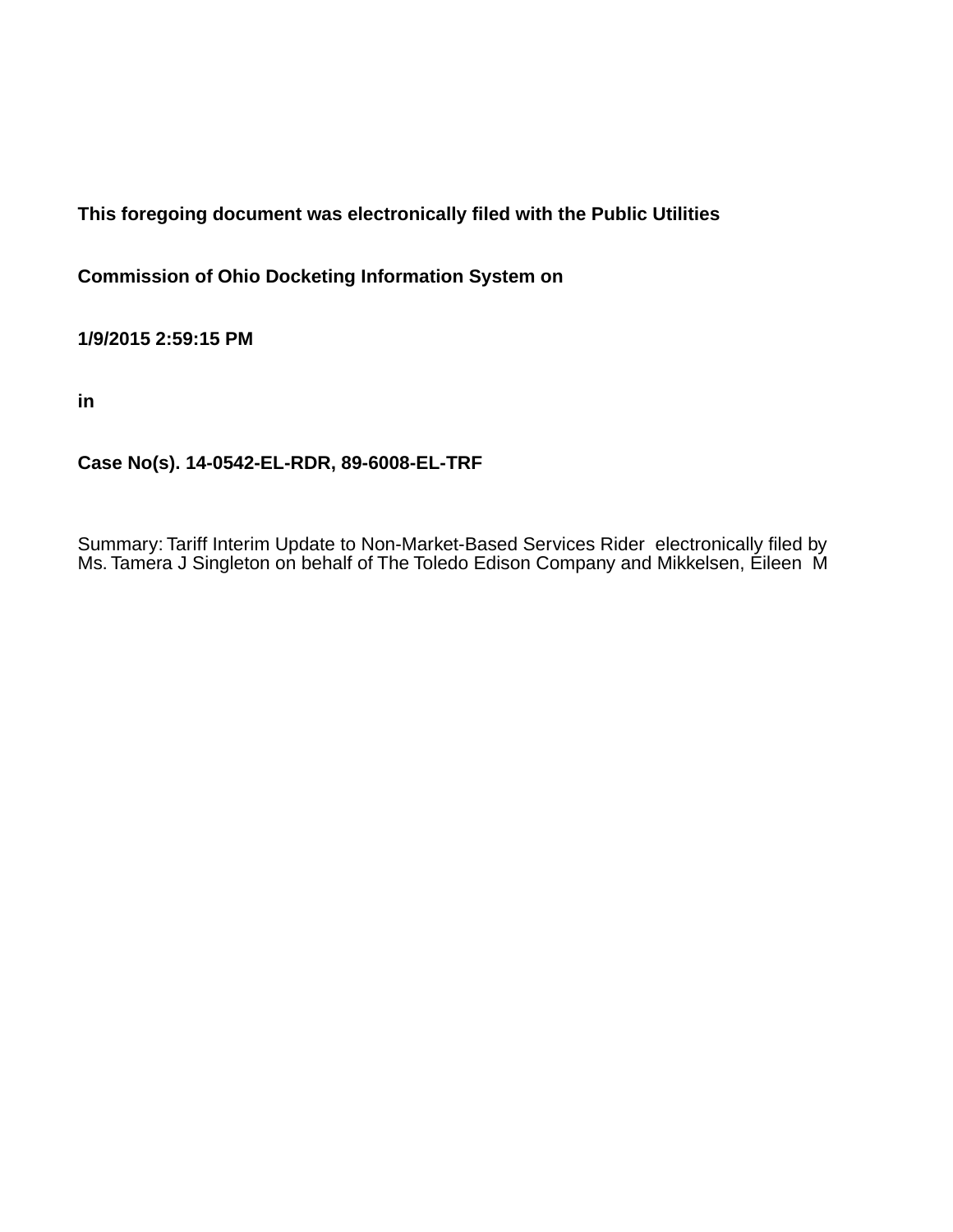**This foregoing document was electronically filed with the Public Utilities**

**Commission of Ohio Docketing Information System on**

**1/9/2015 2:59:15 PM**

**in**

**Case No(s). 14-0542-EL-RDR, 89-6008-EL-TRF**

Summary: Tariff Interim Update to Non-Market-Based Services Rider electronically filed by Ms. Tamera J Singleton on behalf of The Toledo Edison Company and Mikkelsen, Eileen M